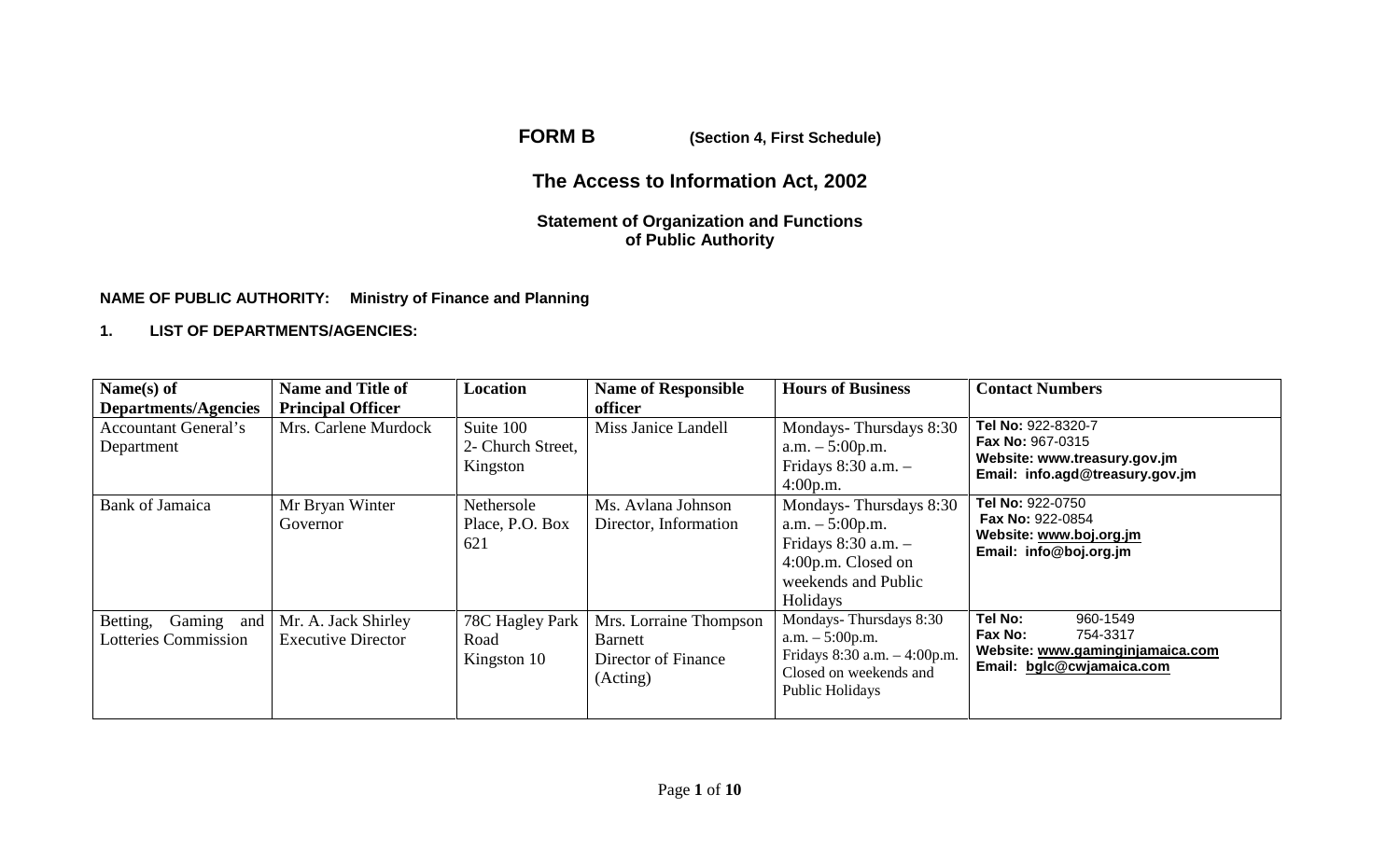**FORM B** **(Section 4, First Schedule)**

# The Access to Information Act, 2002

## Statement of Organization and Functions of Public Authority

**NAME OF PUBLIC AUTHORITY: Ministry of Finance and Planning**

**1. LIST OF DEPARTMENTS/AGENCIES:**

| Name(s) of Departments/Agencies | Name and Title of Principal Officer | Location | Name of Responsible officer | Hours of Business | Contact Numbers |
|---|---|---|---|---|---|
| Accountant General's Department | Mrs. Carlene Murdock | Suite 100 2- Church Street, Kingston | Miss Janice Landell | Mondays- Thursdays 8:30 a.m. – 5:00p.m. Fridays 8:30 a.m. – 4:00p.m. | **Tel No:** 922-8320-7 **Fax No:** 967-0315 **Website: www.treasury.gov.jm** **Email: info.agd@treasury.gov.jm** |
| Bank of Jamaica | Mr Bryan Winter Governor | Nethersole Place, P.O. Box 621 | Ms. Avlana Johnson Director, Information | Mondays- Thursdays 8:30 a.m. – 5:00p.m. Fridays 8:30 a.m. – 4:00p.m. Closed on weekends and Public Holidays | **Tel No:** 922-0750 **Fax No:** 922-0854 **Website: www.boj.org.jm** **Email: info@boj.org.jm** |
| Betting, Gaming and Lotteries Commission | Mr. A. Jack Shirley Executive Director | 78C Hagley Park Road Kingston 10 | Mrs. Lorraine Thompson Barnett Director of Finance (Acting) | Mondays- Thursdays 8:30 a.m. – 5:00p.m. Fridays 8:30 a.m. – 4:00p.m. Closed on weekends and Public Holidays | **Tel No:** 960-1549 **Fax No:** 754-3317 **Website: www.gaminginjamaica.com** **Email: bglc@cwjamaica.com** |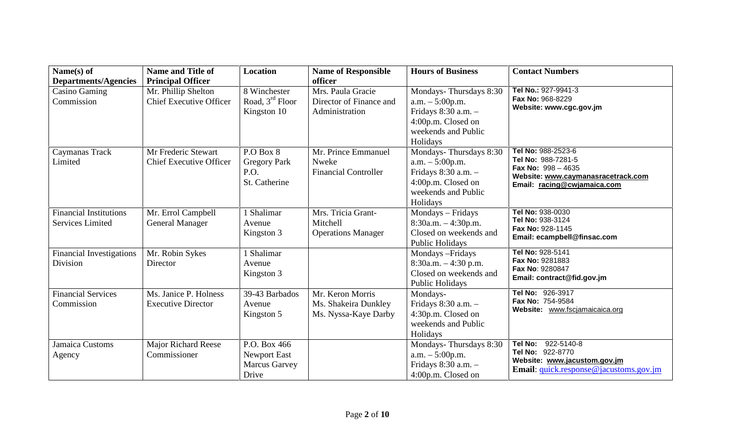| Name(s) of Departments/Agencies | Name and Title of Principal Officer | Location | Name of Responsible officer | Hours of Business | Contact Numbers |
|---|---|---|---|---|---|
| Casino Gaming Commission | Mr. Phillip Shelton Chief Executive Officer | 8 Winchester Road, 3rd Floor Kingston 10 | Mrs. Paula Gracie Director of Finance and Administration | Mondays- Thursdays 8:30 a.m. – 5:00p.m. Fridays 8:30 a.m. – 4:00p.m. Closed on weekends and Public Holidays | **Tel No.:** 927-9941-3 **Fax No:** 968-8229 **Website: www.cgc.gov.jm** |
| Caymanas Track Limited | Mr Frederic Stewart Chief Executive Officer | P.O Box 8 Gregory Park P.O. St. Catherine | Mr. Prince Emmanuel Nweke Financial Controller | Mondays- Thursdays 8:30 a.m. – 5:00p.m. Fridays 8:30 a.m. – 4:00p.m. Closed on weekends and Public Holidays | **Tel No:** 988-2523-6 **Tel No:** 988-7281-5 **Fax No:** 998 – 4635 **Website: www.caymanasracetrack.com** **Email: racing@cwjamaica.com** |
| Financial Institutions Services Limited | Mr. Errol Campbell General Manager | 1 Shalimar Avenue Kingston 3 | Mrs. Tricia Grant-Mitchell Operations Manager | Mondays – Fridays 8:30a.m. – 4:30p.m. Closed on weekends and Public Holidays | **Tel No:** 938-0030 **Tel No:** 938-3124 **Fax No:** 928-1145 **Email: ecampbell@finsac.com** |
| Financial Investigations Division | Mr. Robin Sykes Director | 1 Shalimar Avenue Kingston 3 | | Mondays –Fridays 8:30a.m. – 4:30 p.m. Closed on weekends and Public Holidays | **Tel No:** 928-5141 **Fax No:** 9281883 **Fax No**: 9280847 **Email: contract@fid.gov.jm** |
| Financial Services Commission | Ms. Janice P. Holness Executive Director | 39-43 Barbados Avenue Kingston 5 | Mr. Keron Morris Ms. Shakeira Dunkley Ms. Nyssa-Kaye Darby | Mondays- Fridays 8:30 a.m. – 4:30p.m. Closed on weekends and Public Holidays | **Tel No:** 926-3917 **Fax No:** 754-9584 **Website:** www.fscjamaicaica.org |
| Jamaica Customs Agency | Major Richard Reese Commissioner | P.O. Box 466 Newport East Marcus Garvey Drive | | Mondays- Thursdays 8:30 a.m. – 5:00p.m. Fridays 8:30 a.m. – 4:00p.m. Closed on | **Tel No:** 922-5140-8 **Tel No:** 922-8770 **Website: www.jacustom.gov.jm** **Email**: quick.response@jacustoms.gov.jm |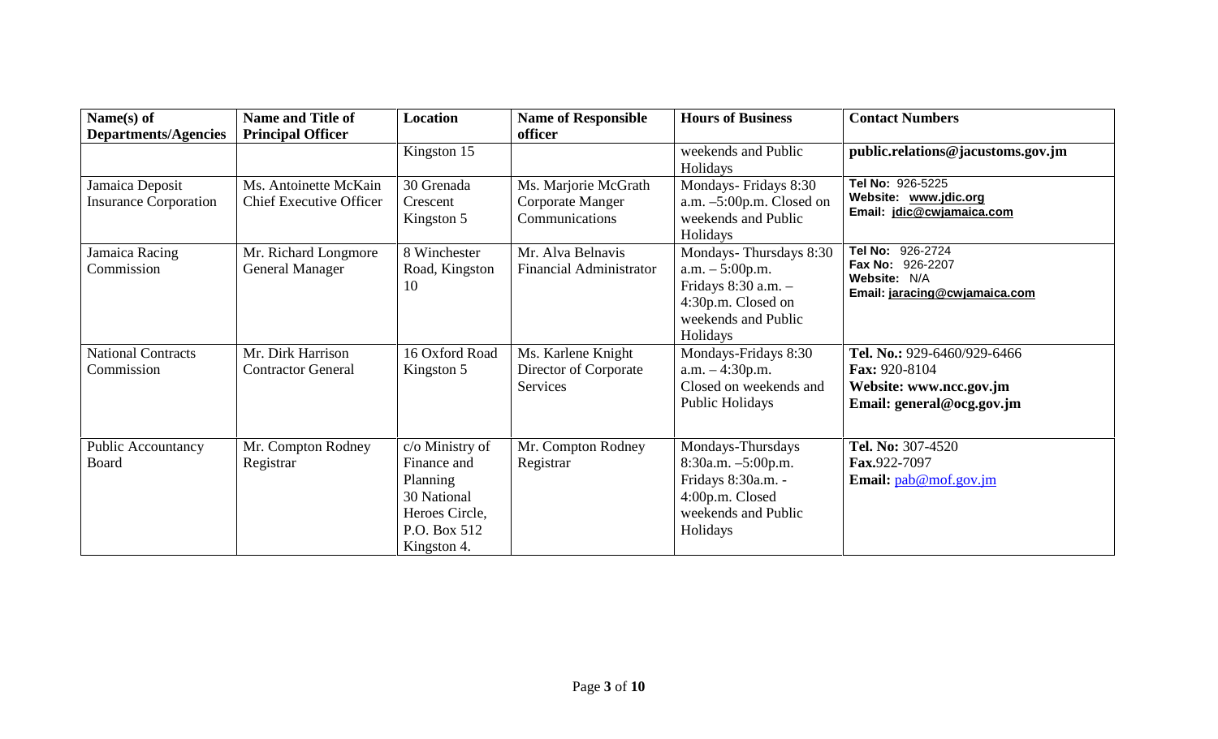| Name(s) of Departments/Agencies | Name and Title of Principal Officer | Location | Name of Responsible officer | Hours of Business | Contact Numbers |
|---|---|---|---|---|---|
| | | Kingston 15 | | weekends and Public Holidays | **public.relations@jacustoms.gov.jm** |
| Jamaica Deposit Insurance Corporation | Ms. Antoinette McKain Chief Executive Officer | 30 Grenada Crescent Kingston 5 | Ms. Marjorie McGrath Corporate Manger Communications | Mondays- Fridays 8:30 a.m. –5:00p.m. Closed on weekends and Public Holidays | **Tel No:** 926-5225 **Website: www.jdic.org** **Email: jdic@cwjamaica.com** |
| Jamaica Racing Commission | Mr. Richard Longmore General Manager | 8 Winchester Road, Kingston 10 | Mr. Alva Belnavis Financial Administrator | Mondays- Thursdays 8:30 a.m. – 5:00p.m. Fridays 8:30 a.m. – 4:30p.m. Closed on weekends and Public Holidays | **Tel No:** 926-2724 **Fax No:** 926-2207 **Website:** N/A **Email: jaracing@cwjamaica.com** |
| National Contracts Commission | Mr. Dirk Harrison Contractor General | 16 Oxford Road Kingston 5 | Ms. Karlene Knight Director of Corporate Services | Mondays-Fridays 8:30 a.m. – 4:30p.m. Closed on weekends and Public Holidays | **Tel. No.:** 929-6460/929-6466 **Fax:** 920-8104 **Website: www.ncc.gov.jm** **Email: general@ocg.gov.jm** |
| Public Accountancy Board | Mr. Compton Rodney Registrar | c/o Ministry of Finance and Planning 30 National Heroes Circle, P.O. Box 512 Kingston 4. | Mr. Compton Rodney Registrar | Mondays-Thursdays 8:30a.m. –5:00p.m. Fridays 8:30a.m. - 4:00p.m. Closed weekends and Public Holidays | **Tel. No:** 307-4520 **Fax.**922-7097 **Email:** pab@mof.gov.jm |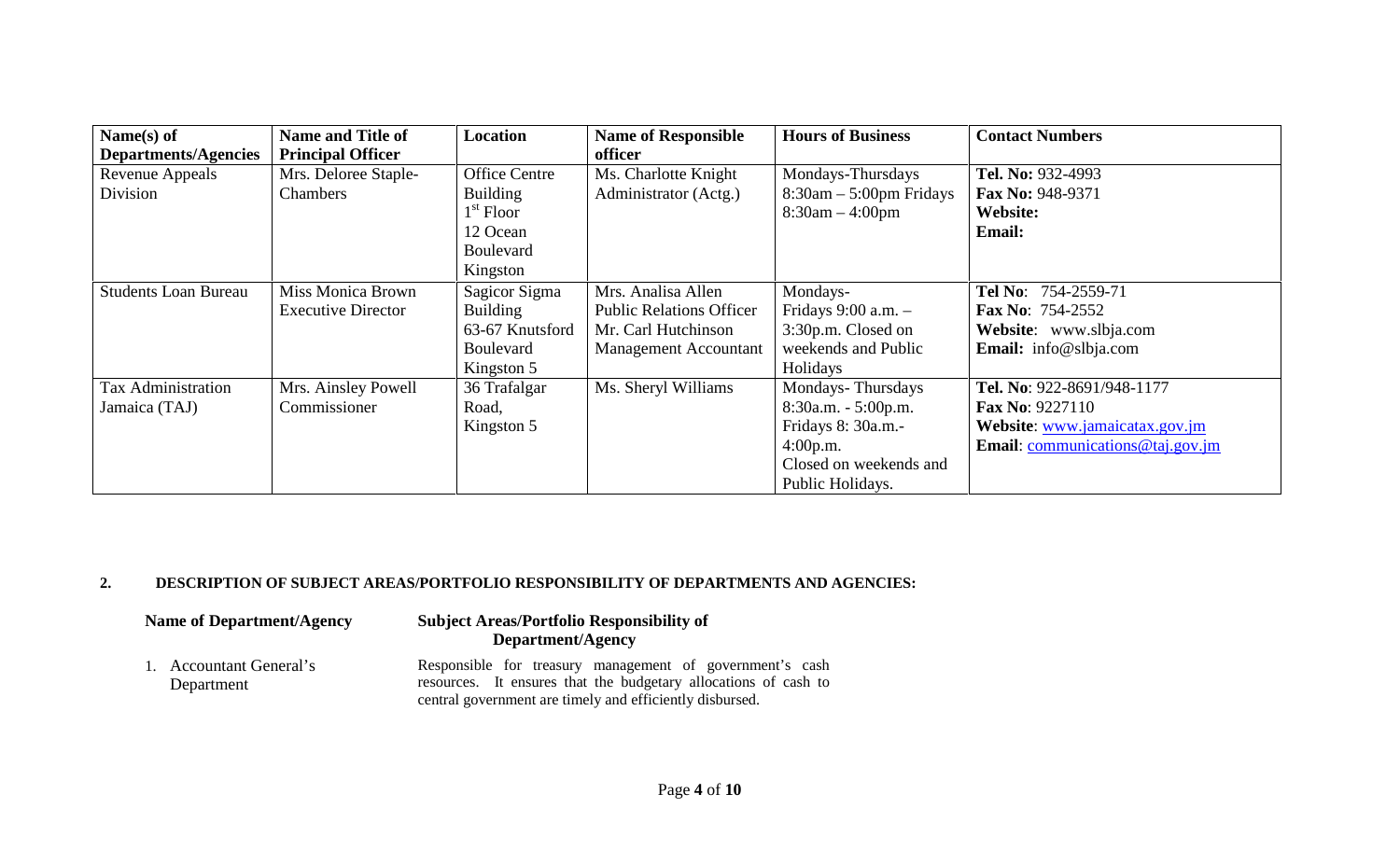| Name(s) of Departments/Agencies | Name and Title of Principal Officer | Location | Name of Responsible officer | Hours of Business | Contact Numbers |
|---|---|---|---|---|---|
| Revenue Appeals Division | Mrs. Deloree Staple-Chambers | Office Centre Building 1st Floor 12 Ocean Boulevard Kingston | Ms. Charlotte Knight Administrator (Actg.) | Mondays-Thursdays 8:30am – 5:00pm Fridays 8:30am – 4:00pm | **Tel. No:** 932-4993 **Fax No:** 948-9371 **Website:** **Email:** |
| Students Loan Bureau | Miss Monica Brown Executive Director | Sagicor Sigma Building 63-67 Knutsford Boulevard Kingston 5 | Mrs. Analisa Allen Public Relations Officer Mr. Carl Hutchinson Management Accountant | Mondays- Fridays 9:00 a.m. – 3:30p.m. Closed on weekends and Public Holidays | **Tel No**: 754-2559-71 **Fax No**: 754-2552 **Website**: www.slbja.com **Email:** info@slbja.com |
| Tax Administration Jamaica (TAJ) | Mrs. Ainsley Powell Commissioner | 36 Trafalgar Road, Kingston 5 | Ms. Sheryl Williams | Mondays- Thursdays 8:30a.m. - 5:00p.m. Fridays 8: 30a.m.- 4:00p.m. Closed on weekends and Public Holidays. | **Tel. No**: 922-8691/948-1177 **Fax No**: 9227110 **Website**: www.jamaicatax.gov.jm **Email**: communications@taj.gov.jm |

**2. DESCRIPTION OF SUBJECT AREAS/PORTFOLIO RESPONSIBILITY OF DEPARTMENTS AND AGENCIES:**

| Name of Department/Agency | Subject Areas/Portfolio Responsibility of Department/Agency |
|---|---|
| 1. Accountant General's Department | Responsible for treasury management of government's cash resources. It ensures that the budgetary allocations of cash to central government are timely and efficiently disbursed. |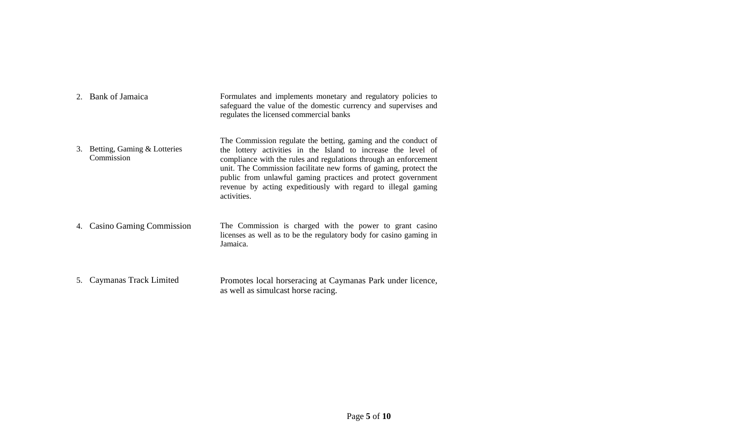| | |
|---|---|
| 2. Bank of Jamaica | Formulates and implements monetary and regulatory policies to safeguard the value of the domestic currency and supervises and regulates the licensed commercial banks |
| 3. Betting, Gaming & Lotteries Commission | The Commission regulate the betting, gaming and the conduct of the lottery activities in the Island to increase the level of compliance with the rules and regulations through an enforcement unit. The Commission facilitate new forms of gaming, protect the public from unlawful gaming practices and protect government revenue by acting expeditiously with regard to illegal gaming activities. |
| 4. Casino Gaming Commission | The Commission is charged with the power to grant casino licenses as well as to be the regulatory body for casino gaming in Jamaica. |
| 5. Caymanas Track Limited | Promotes local horseracing at Caymanas Park under licence, as well as simulcast horse racing. |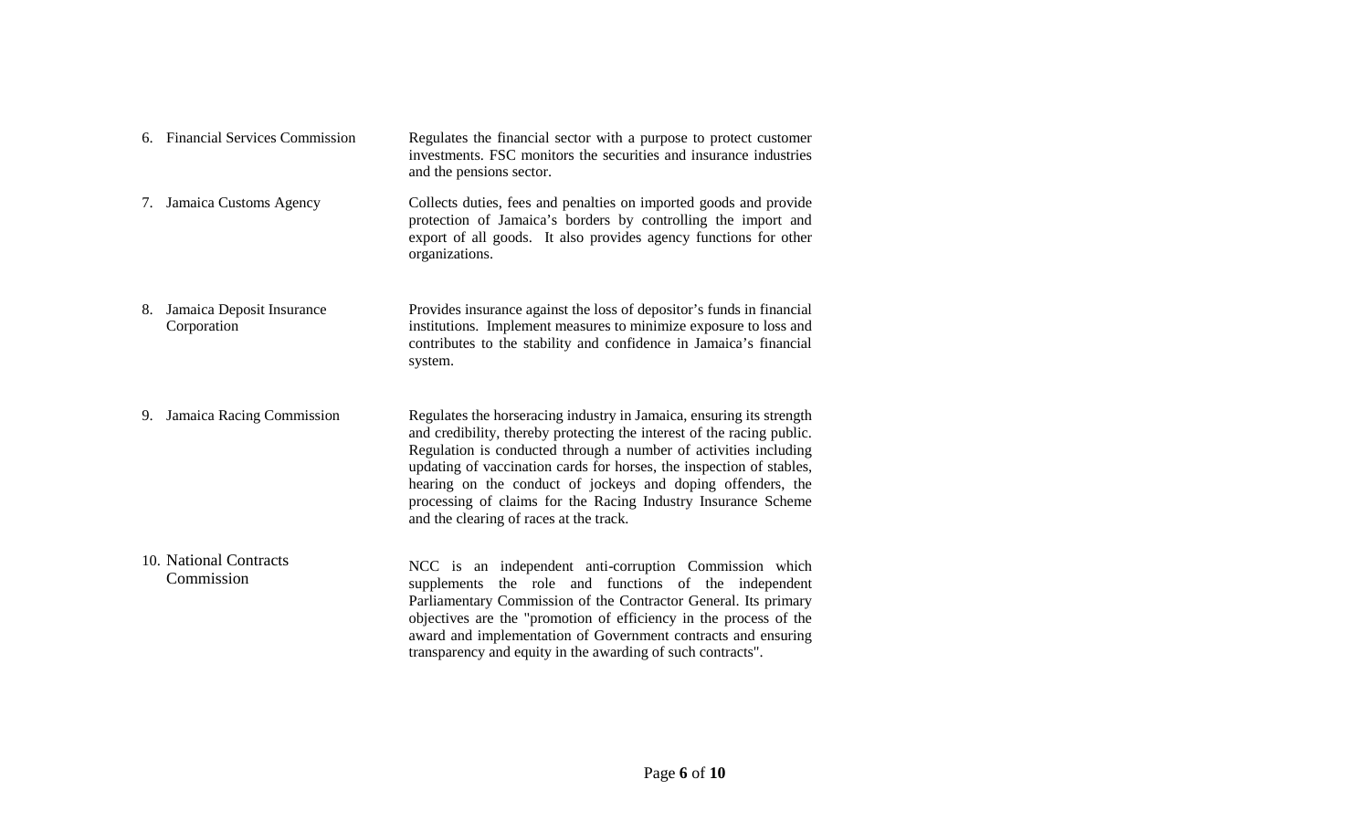| | |
|---|---|
| 6. Financial Services Commission | Regulates the financial sector with a purpose to protect customer investments. FSC monitors the securities and insurance industries and the pensions sector. |
| 7. Jamaica Customs Agency | Collects duties, fees and penalties on imported goods and provide protection of Jamaica's borders by controlling the import and export of all goods. It also provides agency functions for other organizations. |
| 8. Jamaica Deposit Insurance Corporation | Provides insurance against the loss of depositor's funds in financial institutions. Implement measures to minimize exposure to loss and contributes to the stability and confidence in Jamaica's financial system. |
| 9. Jamaica Racing Commission | Regulates the horseracing industry in Jamaica, ensuring its strength and credibility, thereby protecting the interest of the racing public. Regulation is conducted through a number of activities including updating of vaccination cards for horses, the inspection of stables, hearing on the conduct of jockeys and doping offenders, the processing of claims for the Racing Industry Insurance Scheme and the clearing of races at the track. |
| 10. National Contracts Commission | NCC is an independent anti-corruption Commission which supplements the role and functions of the independent Parliamentary Commission of the Contractor General. Its primary objectives are the "promotion of efficiency in the process of the award and implementation of Government contracts and ensuring transparency and equity in the awarding of such contracts". |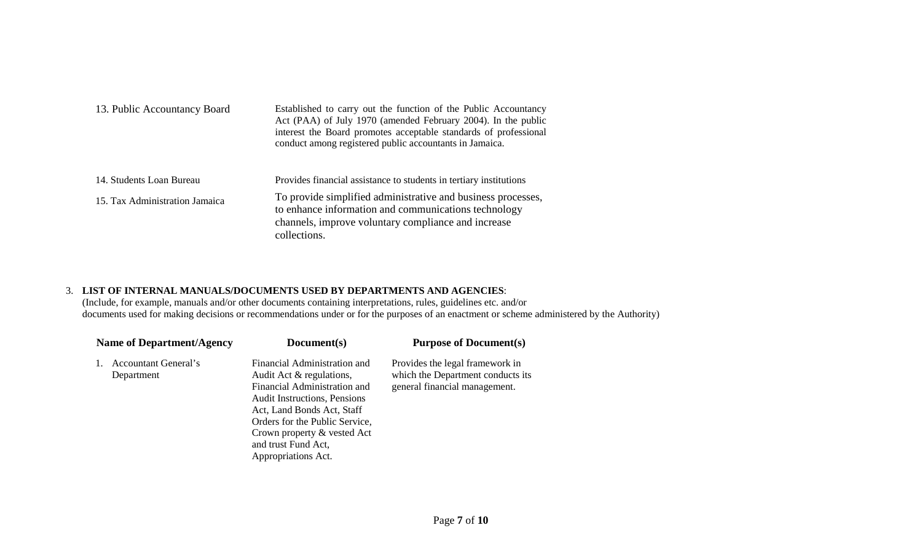| | |
|---|---|
| 13. Public Accountancy Board | Established to carry out the function of the Public Accountancy Act (PAA) of July 1970 (amended February 2004). In the public interest the Board promotes acceptable standards of professional conduct among registered public accountants in Jamaica. |
| 14. Students Loan Bureau | Provides financial assistance to students in tertiary institutions |
| 15. Tax Administration Jamaica | To provide simplified administrative and business processes, to enhance information and communications technology channels, improve voluntary compliance and increase collections. |

3. **LIST OF INTERNAL MANUALS/DOCUMENTS USED BY DEPARTMENTS AND AGENCIES**:
(Include, for example, manuals and/or other documents containing interpretations, rules, guidelines etc. and/or documents used for making decisions or recommendations under or for the purposes of an enactment or scheme administered by the Authority)

| Name of Department/Agency | Document(s) | Purpose of Document(s) |
|---|---|---|
| 1. Accountant General's Department | Financial Administration and Audit Act & regulations, Financial Administration and Audit Instructions, Pensions Act, Land Bonds Act, Staff Orders for the Public Service, Crown property & vested Act and trust Fund Act, Appropriations Act. | Provides the legal framework in which the Department conducts its general financial management. |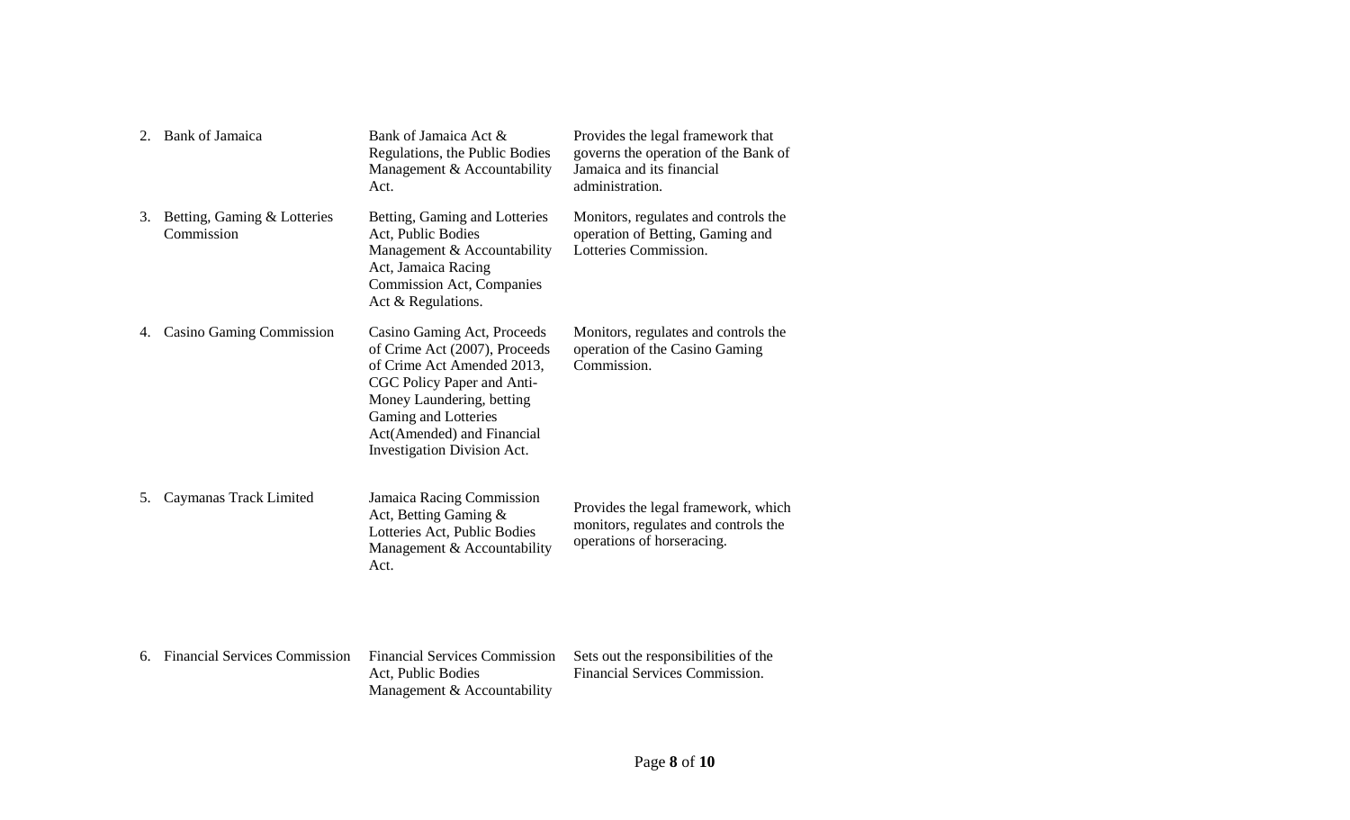|  |  |  |  |
|---|---|---|---|
| 2. | Bank of Jamaica | Bank of Jamaica Act & Regulations, the Public Bodies Management & Accountability Act. | Provides the legal framework that governs the operation of the Bank of Jamaica and its financial administration. |
| 3. | Betting, Gaming & Lotteries Commission | Betting, Gaming and Lotteries Act, Public Bodies Management & Accountability Act, Jamaica Racing Commission Act, Companies Act & Regulations. | Monitors, regulates and controls the operation of Betting, Gaming and Lotteries Commission. |
| 4. | Casino Gaming Commission | Casino Gaming Act, Proceeds of Crime Act (2007), Proceeds of Crime Act Amended 2013, CGC Policy Paper and Anti-Money Laundering, betting Gaming and Lotteries Act(Amended) and Financial Investigation Division Act. | Monitors, regulates and controls the operation of the Casino Gaming Commission. |
| 5. | Caymanas Track Limited | Jamaica Racing Commission Act, Betting Gaming & Lotteries Act, Public Bodies Management & Accountability Act. | Provides the legal framework, which monitors, regulates and controls the operations of horseracing. |
| 6. | Financial Services Commission | Financial Services Commission Act, Public Bodies Management & Accountability | Sets out the responsibilities of the Financial Services Commission. |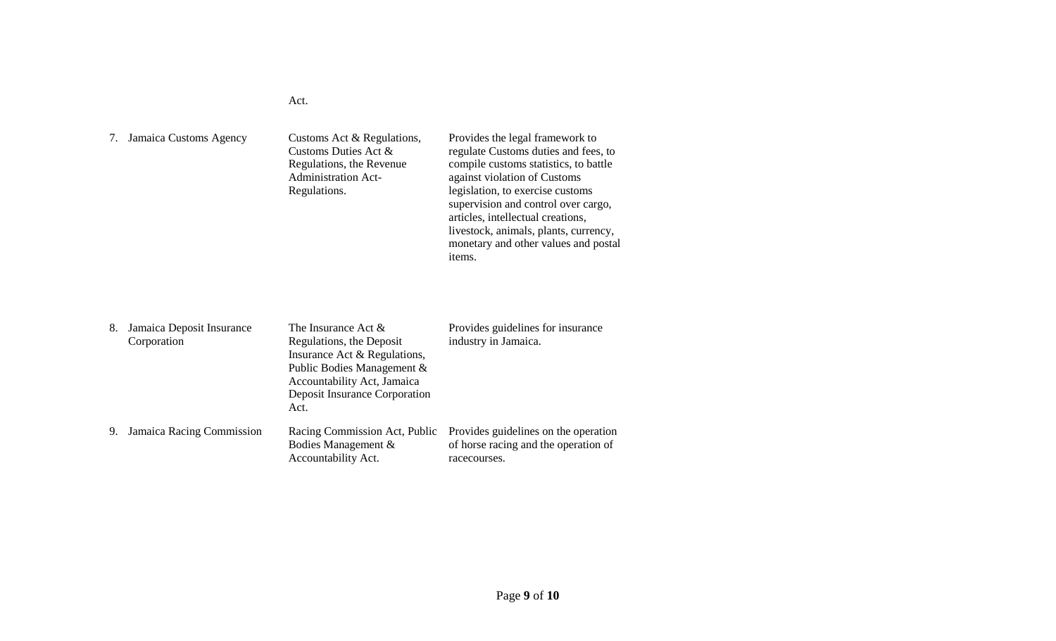| | | |
|---|---|---|
| | Act. | |
| 7. Jamaica Customs Agency | Customs Act & Regulations, Customs Duties Act & Regulations, the Revenue Administration Act- Regulations. | Provides the legal framework to regulate Customs duties and fees, to compile customs statistics, to battle against violation of Customs legislation, to exercise customs supervision and control over cargo, articles, intellectual creations, livestock, animals, plants, currency, monetary and other values and postal items. |
| 8. Jamaica Deposit Insurance Corporation | The Insurance Act & Regulations, the Deposit Insurance Act & Regulations, Public Bodies Management & Accountability Act, Jamaica Deposit Insurance Corporation Act. | Provides guidelines for insurance industry in Jamaica. |
| 9. Jamaica Racing Commission | Racing Commission Act, Public Bodies Management & Accountability Act. | Provides guidelines on the operation of horse racing and the operation of racecourses. |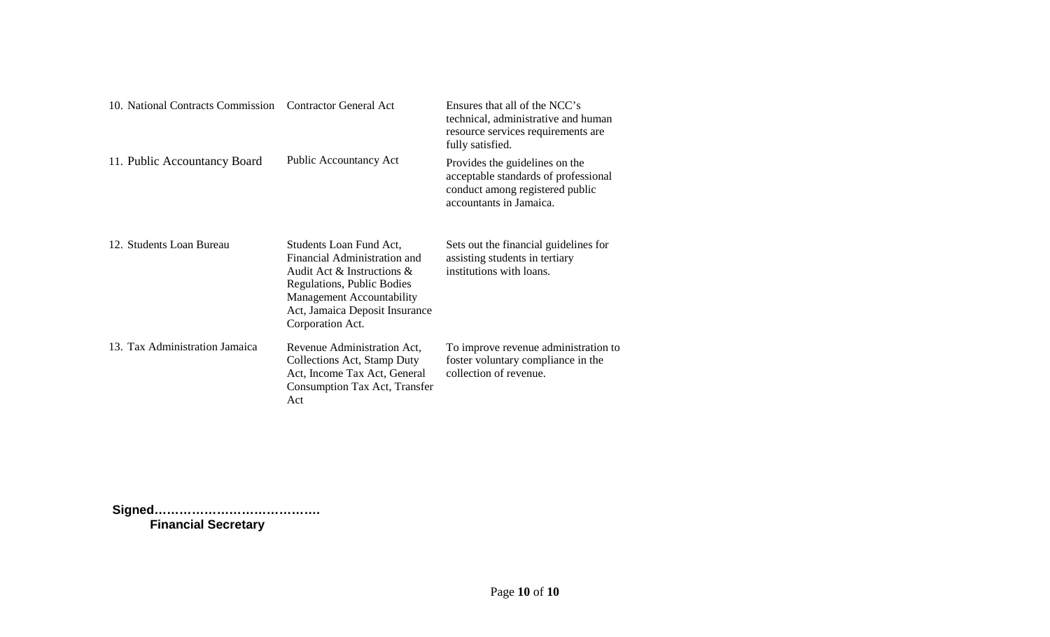| | | |
|---|---|---|
| 10. National Contracts Commission | Contractor General Act | Ensures that all of the NCC's technical, administrative and human resource services requirements are fully satisfied. |
| 11. Public Accountancy Board | Public Accountancy Act | Provides the guidelines on the acceptable standards of professional conduct among registered public accountants in Jamaica. |
| 12. Students Loan Bureau | Students Loan Fund Act, Financial Administration and Audit Act & Instructions & Regulations, Public Bodies Management Accountability Act, Jamaica Deposit Insurance Corporation Act. | Sets out the financial guidelines for assisting students in tertiary institutions with loans. |
| 13. Tax Administration Jamaica | Revenue Administration Act, Collections Act, Stamp Duty Act, Income Tax Act, General Consumption Tax Act, Transfer Act | To improve revenue administration to foster voluntary compliance in the collection of revenue. |

**Signed………………………………….**
**Financial Secretary**